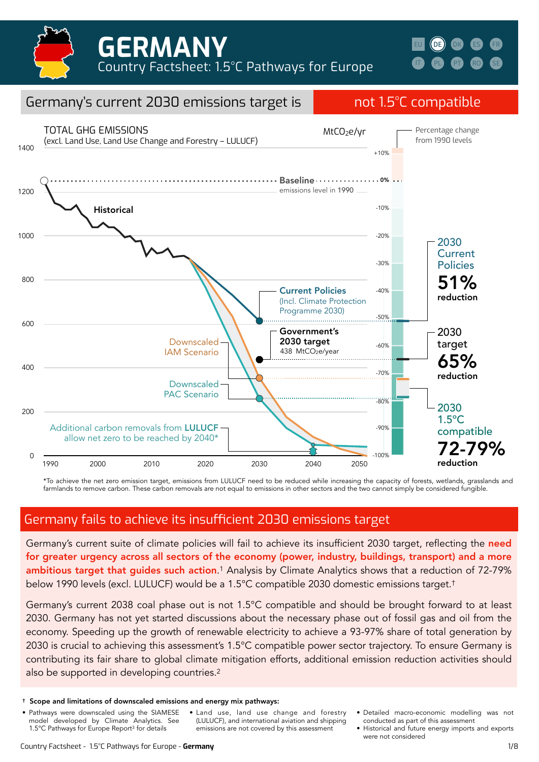# GERMANY

Country Factsheet: 1.5°C Pathways for Europe

EU DE DK ES FR IT PL PT RO SE

## Germany's current 2030 emissions target is not 1.5°C compatible

TOTAL GHG EMISSIONS
(excl. Land Use, Land Use Change and Forestry – LULUCF)

$MtCO_2e/yr$

Percentage change from 1990 levels

Baseline emissions level in 1990

Historical

Current Policies (Incl. Climate Protection Programme 2030)

Government's 2030 target 438 $MtCO_2e/year$

Downscaled IAM Scenario

Downscaled PAC Scenario

Additional carbon removals from **LULUCF** allow net zero to be reached by 2040*

2030 Current Policies **51%** reduction

2030 target **65%** reduction

2030 1.5°C compatible **72-79%** reduction

*To achieve the net zero emission target, emissions from LULUCF need to be reduced while increasing the capacity of forests, wetlands, grasslands and farmlands to remove carbon. These carbon removals are not equal to emissions in other sectors and the two cannot simply be considered fungible.

## Germany fails to achieve its insufficient 2030 emissions target

Germany's current suite of climate policies will fail to achieve its insufficient 2030 target, reflecting the **need for greater urgency across all sectors of the economy (power, industry, buildings, transport) and a more ambitious target that guides such action**.[1] Analysis by Climate Analytics shows that a reduction of 72-79% below 1990 levels (excl. LULUCF) would be a 1.5°C compatible 2030 domestic emissions target.[†]

Germany's current 2038 coal phase out is not 1.5°C compatible and should be brought forward to at least 2030. Germany has not yet started discussions about the necessary phase out of fossil gas and oil from the economy. Speeding up the growth of renewable electricity to achieve a 93-97% share of total generation by 2030 is crucial to achieving this assessment's 1.5°C compatible power sector trajectory. To ensure Germany is contributing its fair share to global climate mitigation efforts, additional emission reduction activities should also be supported in developing countries.[2]

[†] **Scope and limitations of downscaled emissions and energy mix pathways:**

- Pathways were downscaled using the SIAMESE model developed by Climate Analytics. See 1.5°C Pathways for Europe Report[3] for details
- Land use, land use change and forestry (LULUCF), and international aviation and shipping emissions are not covered by this assessment
- Detailed macro-economic modelling was not conducted as part of this assessment
- Historical and future energy imports and exports were not considered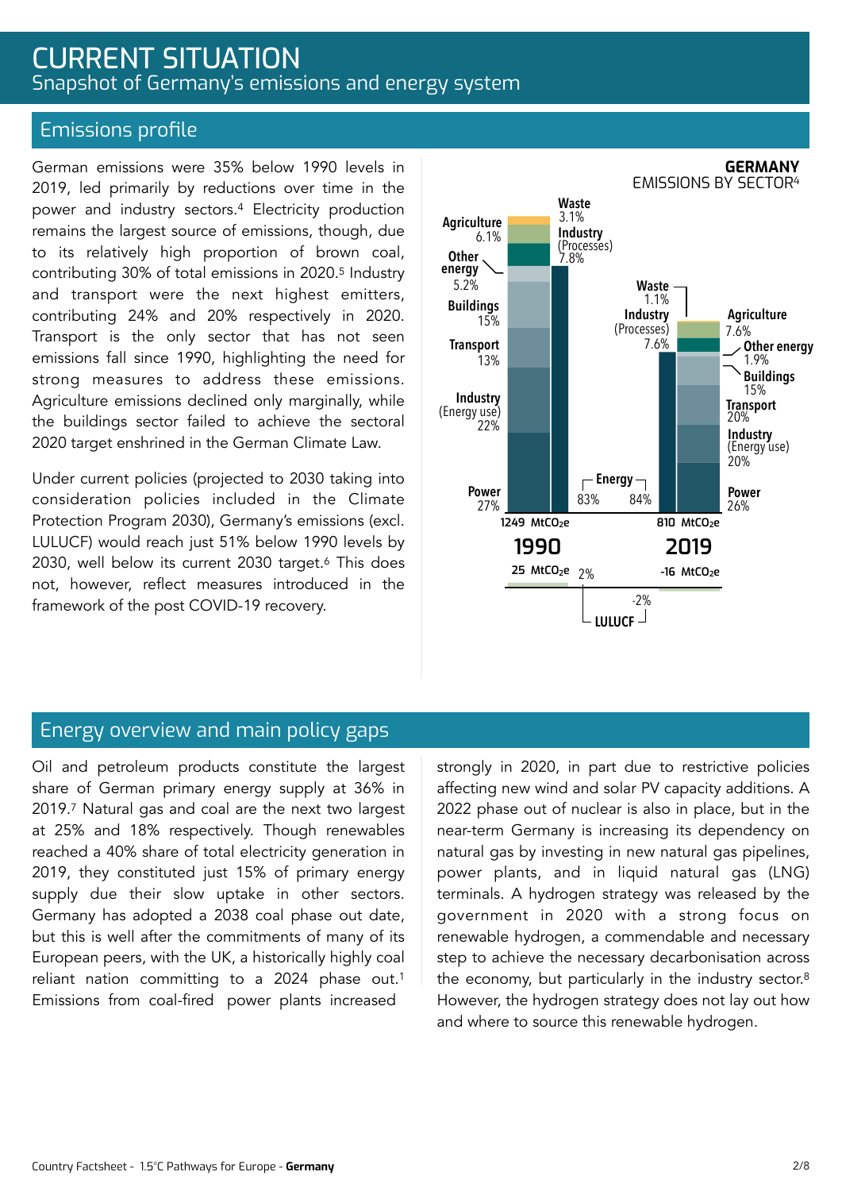# CURRENT SITUATION

Snapshot of Germany's emissions and energy system

## Emissions profile

German emissions were 35% below 1990 levels in 2019, led primarily by reductions over time in the power and industry sectors.[4] Electricity production remains the largest source of emissions, though, due to its relatively high proportion of brown coal, contributing 30% of total emissions in 2020.[5] Industry and transport were the next highest emitters, contributing 24% and 20% respectively in 2020. Transport is the only sector that has not seen emissions fall since 1990, highlighting the need for strong measures to address these emissions. Agriculture emissions declined only marginally, while the buildings sector failed to achieve the sectoral 2020 target enshrined in the German Climate Law.

Under current policies (projected to 2030 taking into consideration policies included in the Climate Protection Program 2030), Germany's emissions (excl. LULUCF) would reach just 51% below 1990 levels by 2030, well below its current 2030 target.[6] This does not, however, reflect measures introduced in the framework of the post COVID-19 recovery.

**GERMANY**
EMISSIONS BY SECTOR[4]

| Sector | 1990 | 2019 |
| --- | --- | --- |
| Power | 27% | 26% |
| Industry (Energy use) | 22% | 20% |
| Transport | 13% | 20% |
| Buildings | 15% | 15% |
| Other energy | 5.2% | 1.9% |
| Energy (total) | 83% | 84% |
| Industry (Processes) | 7.8% | 7.6% |
| Agriculture | 6.1% | 7.6% |
| Waste | 3.1% | 1.1% |
| Total | 1249 $MtCO_2e$ | 810 $MtCO_2e$ |
| LULUCF | 25 $MtCO_2e$ (2%) | -16 $MtCO_2e$ (-2%) |

## Energy overview and main policy gaps

Oil and petroleum products constitute the largest share of German primary energy supply at 36% in 2019.[7] Natural gas and coal are the next two largest at 25% and 18% respectively. Though renewables reached a 40% share of total electricity generation in 2019, they constituted just 15% of primary energy supply due their slow uptake in other sectors. Germany has adopted a 2038 coal phase out date, but this is well after the commitments of many of its European peers, with the UK, a historically highly coal reliant nation committing to a 2024 phase out.[1] Emissions from coal-fired power plants increased strongly in 2020, in part due to restrictive policies affecting new wind and solar PV capacity additions. A 2022 phase out of nuclear is also in place, but in the near-term Germany is increasing its dependency on natural gas by investing in new natural gas pipelines, power plants, and in liquid natural gas (LNG) terminals. A hydrogen strategy was released by the government in 2020 with a strong focus on renewable hydrogen, a commendable and necessary step to achieve the necessary decarbonisation across the economy, but particularly in the industry sector.[8] However, the hydrogen strategy does not lay out how and where to source this renewable hydrogen.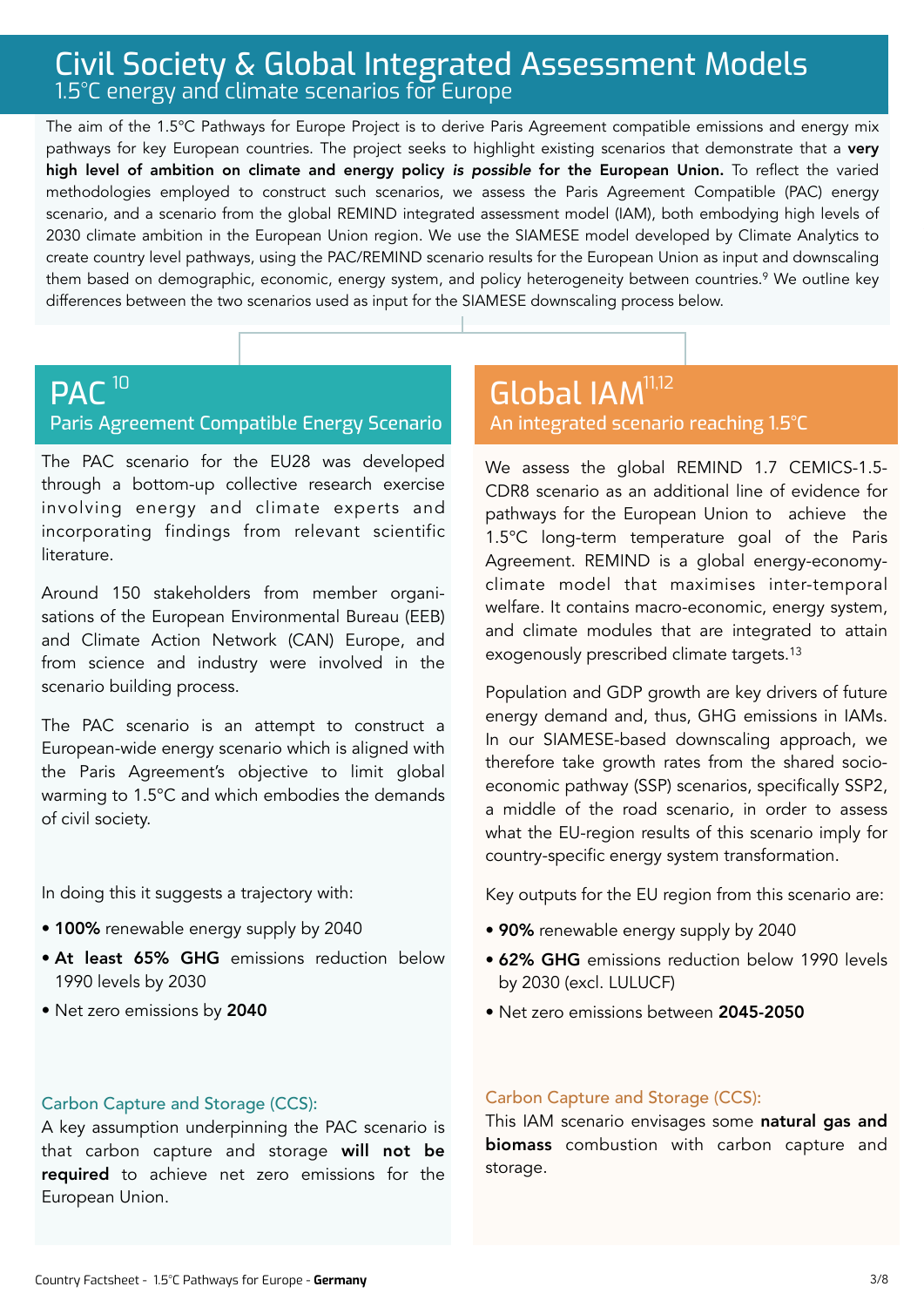# Civil Society & Global Integrated Assessment Models

## 1.5°C energy and climate scenarios for Europe

The aim of the 1.5°C Pathways for Europe Project is to derive Paris Agreement compatible emissions and energy mix pathways for key European countries. The project seeks to highlight existing scenarios that demonstrate that a **very high level of ambition on climate and energy policy *is possible* for the European Union.** To reflect the varied methodologies employed to construct such scenarios, we assess the Paris Agreement Compatible (PAC) energy scenario, and a scenario from the global REMIND integrated assessment model (IAM), both embodying high levels of 2030 climate ambition in the European Union region. We use the SIAMESE model developed by Climate Analytics to create country level pathways, using the PAC/REMIND scenario results for the European Union as input and downscaling them based on demographic, economic, energy system, and policy heterogeneity between countries.[9] We outline key differences between the two scenarios used as input for the SIAMESE downscaling process below.

## PAC [10]

### Paris Agreement Compatible Energy Scenario

The PAC scenario for the EU28 was developed through a bottom-up collective research exercise involving energy and climate experts and incorporating findings from relevant scientific literature.

Around 150 stakeholders from member organisations of the European Environmental Bureau (EEB) and Climate Action Network (CAN) Europe, and from science and industry were involved in the scenario building process.

The PAC scenario is an attempt to construct a European-wide energy scenario which is aligned with the Paris Agreement's objective to limit global warming to 1.5°C and which embodies the demands of civil society.

In doing this it suggests a trajectory with:

- **100%** renewable energy supply by 2040
- **At least 65% GHG** emissions reduction below 1990 levels by 2030
- Net zero emissions by **2040**

#### Carbon Capture and Storage (CCS):

A key assumption underpinning the PAC scenario is that carbon capture and storage **will not be required** to achieve net zero emissions for the European Union.

## Global IAM [11,12]

### An integrated scenario reaching 1.5°C

We assess the global REMIND 1.7 CEMICS-1.5-CDR8 scenario as an additional line of evidence for pathways for the European Union to achieve the 1.5°C long-term temperature goal of the Paris Agreement. REMIND is a global energy-economy-climate model that maximises inter-temporal welfare. It contains macro-economic, energy system, and climate modules that are integrated to attain exogenously prescribed climate targets.[13]

Population and GDP growth are key drivers of future energy demand and, thus, GHG emissions in IAMs. In our SIAMESE-based downscaling approach, we therefore take growth rates from the shared socio-economic pathway (SSP) scenarios, specifically SSP2, a middle of the road scenario, in order to assess what the EU-region results of this scenario imply for country-specific energy system transformation.

Key outputs for the EU region from this scenario are:

- **90%** renewable energy supply by 2040
- **62% GHG** emissions reduction below 1990 levels by 2030 (excl. LULUCF)
- Net zero emissions between **2045-2050**

#### Carbon Capture and Storage (CCS):

This IAM scenario envisages some **natural gas and biomass** combustion with carbon capture and storage.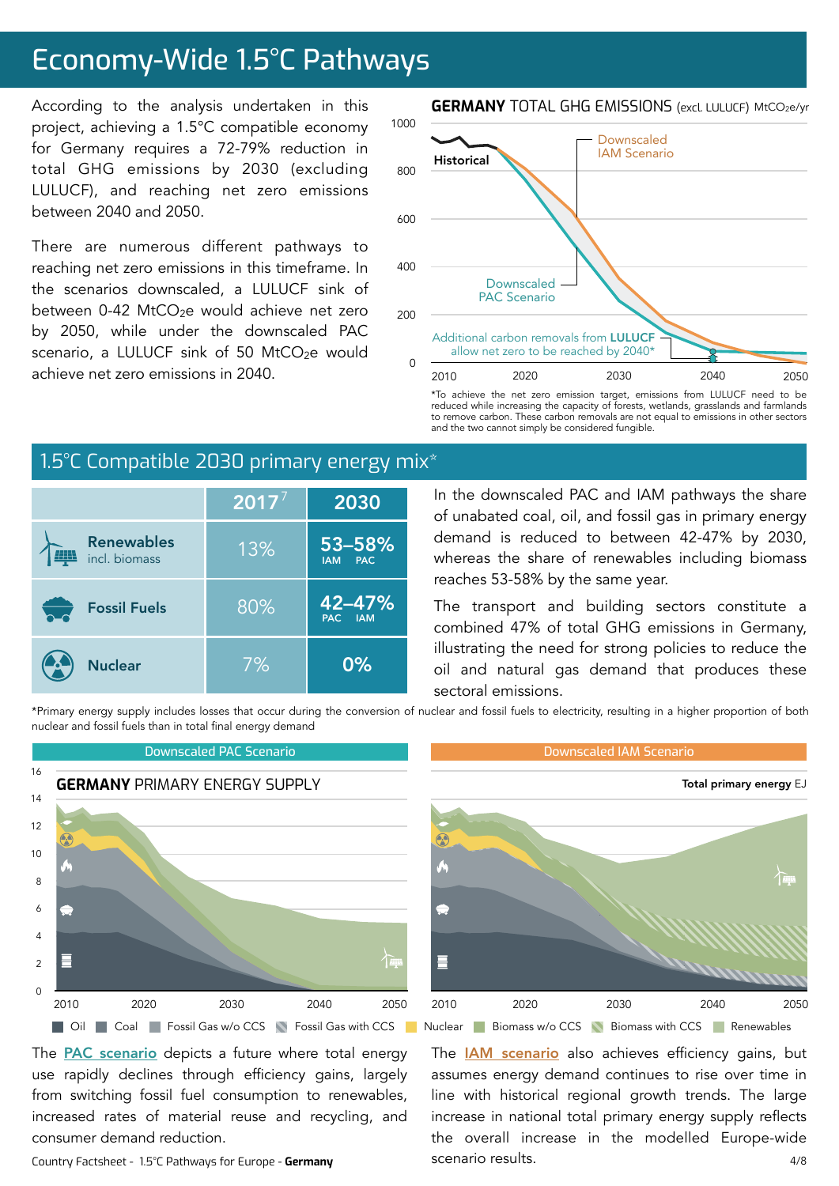# Economy-Wide 1.5°C Pathways

According to the analysis undertaken in this project, achieving a 1.5°C compatible economy for Germany requires a 72-79% reduction in total GHG emissions by 2030 (excluding LULUCF), and reaching net zero emissions between 2040 and 2050.

There are numerous different pathways to reaching net zero emissions in this timeframe. In the scenarios downscaled, a LULUCF sink of between 0-42 $MtCO_2e$ would achieve net zero by 2050, while under the downscaled PAC scenario, a LULUCF sink of 50 $MtCO_2e$ would achieve net zero emissions in 2040.

**GERMANY** TOTAL GHG EMISSIONS (excl. LULUCF) $MtCO_2e$/yr

Historical

Downscaled IAM Scenario

Downscaled PAC Scenario

Additional carbon removals from **LULUCF** allow net zero to be reached by 2040*

*To achieve the net zero emission target, emissions from LULUCF need to be reduced while increasing the capacity of forests, wetlands, grasslands and farmlands to remove carbon. These carbon removals are not equal to emissions in other sectors and the two cannot simply be considered fungible.

## 1.5°C Compatible 2030 primary energy mix*

| | 2017[7] | 2030 |
|---|---|---|
| **Renewables** incl. biomass | 13% | **53–58%** (IAM – PAC) |
| **Fossil Fuels** | 80% | **42–47%** (PAC – IAM) |
| **Nuclear** | 7% | **0%** |

In the downscaled PAC and IAM pathways the share of unabated coal, oil, and fossil gas in primary energy demand is reduced to between 42-47% by 2030, whereas the share of renewables including biomass reaches 53-58% by the same year.

The transport and building sectors constitute a combined 47% of total GHG emissions in Germany, illustrating the need for strong policies to reduce the oil and natural gas demand that produces these sectoral emissions.

*Primary energy supply includes losses that occur during the conversion of nuclear and fossil fuels to electricity, resulting in a higher proportion of both nuclear and fossil fuels than in total final energy demand

**GERMANY** PRIMARY ENERGY SUPPLY — Total primary energy EJ

Downscaled PAC Scenario | Downscaled IAM Scenario

Oil | Coal | Fossil Gas w/o CCS | Fossil Gas with CCS | Nuclear | Biomass w/o CCS | Biomass with CCS | Renewables

The PAC scenario depicts a future where total energy use rapidly declines through efficiency gains, largely from switching fossil fuel consumption to renewables, increased rates of material reuse and recycling, and consumer demand reduction.

The IAM scenario also achieves efficiency gains, but assumes energy demand continues to rise over time in line with historical regional growth trends. The large increase in national total primary energy supply reflects the overall increase in the modelled Europe-wide scenario results.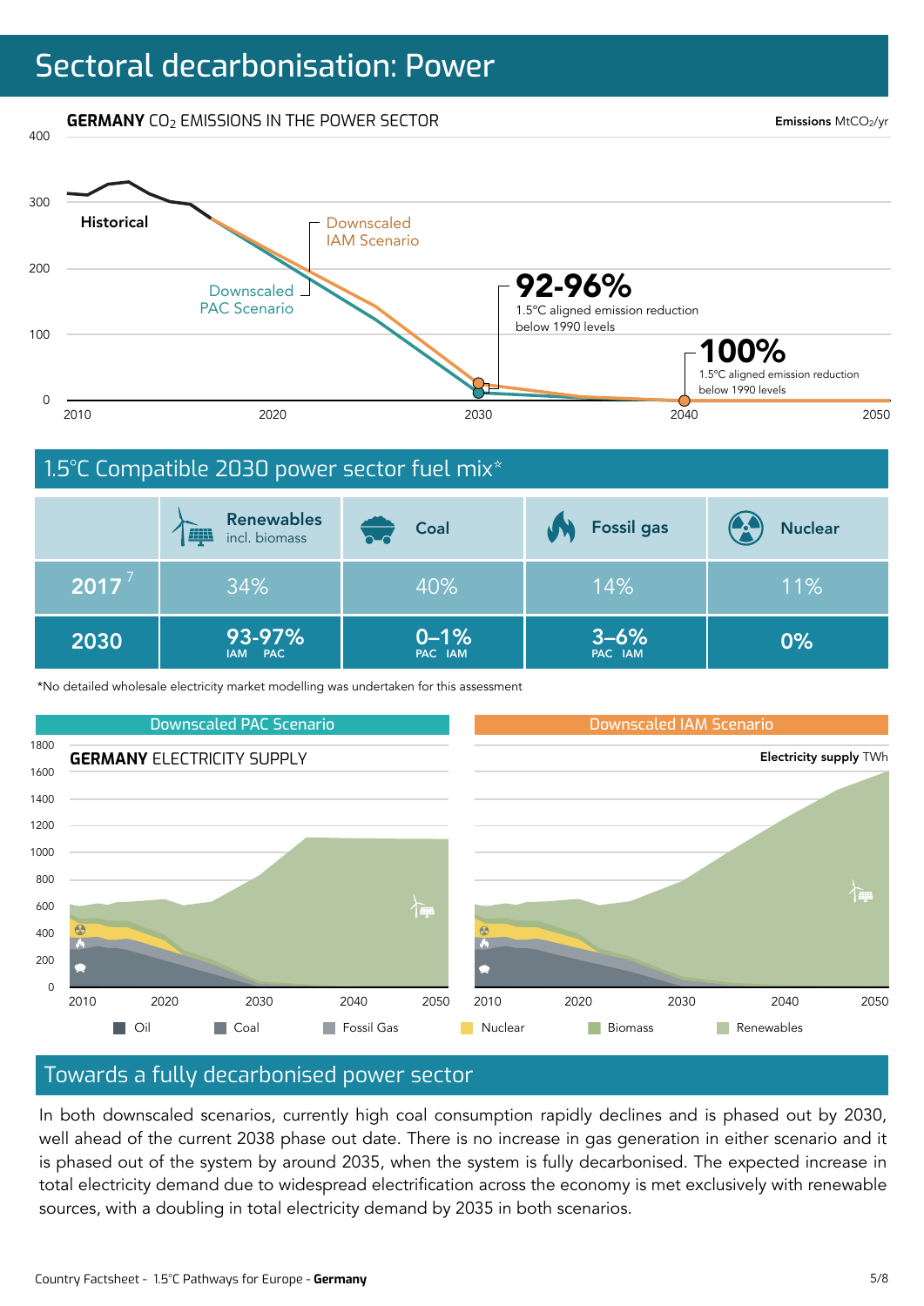# Sectoral decarbonisation: Power

**GERMANY** $CO_2$ EMISSIONS IN THE POWER SECTOR

Emissions $MtCO_2$/yr

Historical

Downscaled IAM Scenario

Downscaled PAC Scenario

**92-96%** 1.5°C aligned emission reduction below 1990 levels

**100%** 1.5°C aligned emission reduction below 1990 levels

## 1.5°C Compatible 2030 power sector fuel mix*

| | Renewables incl. biomass | Coal | Fossil gas | Nuclear |
|---|---|---|---|---|
| 2017 [7] | 34% | 40% | 14% | 11% |
| 2030 | 93-97% (IAM PAC) | 0–1% (PAC IAM) | 3–6% (PAC IAM) | 0% |

*No detailed wholesale electricity market modelling was undertaken for this assessment

Downscaled PAC Scenario | Downscaled IAM Scenario

**GERMANY** ELECTRICITY SUPPLY

Electricity supply TWh

Oil · Coal · Fossil Gas · Nuclear · Biomass · Renewables

## Towards a fully decarbonised power sector

In both downscaled scenarios, currently high coal consumption rapidly declines and is phased out by 2030, well ahead of the current 2038 phase out date. There is no increase in gas generation in either scenario and it is phased out of the system by around 2035, when the system is fully decarbonised. The expected increase in total electricity demand due to widespread electrification across the economy is met exclusively with renewable sources, with a doubling in total electricity demand by 2035 in both scenarios.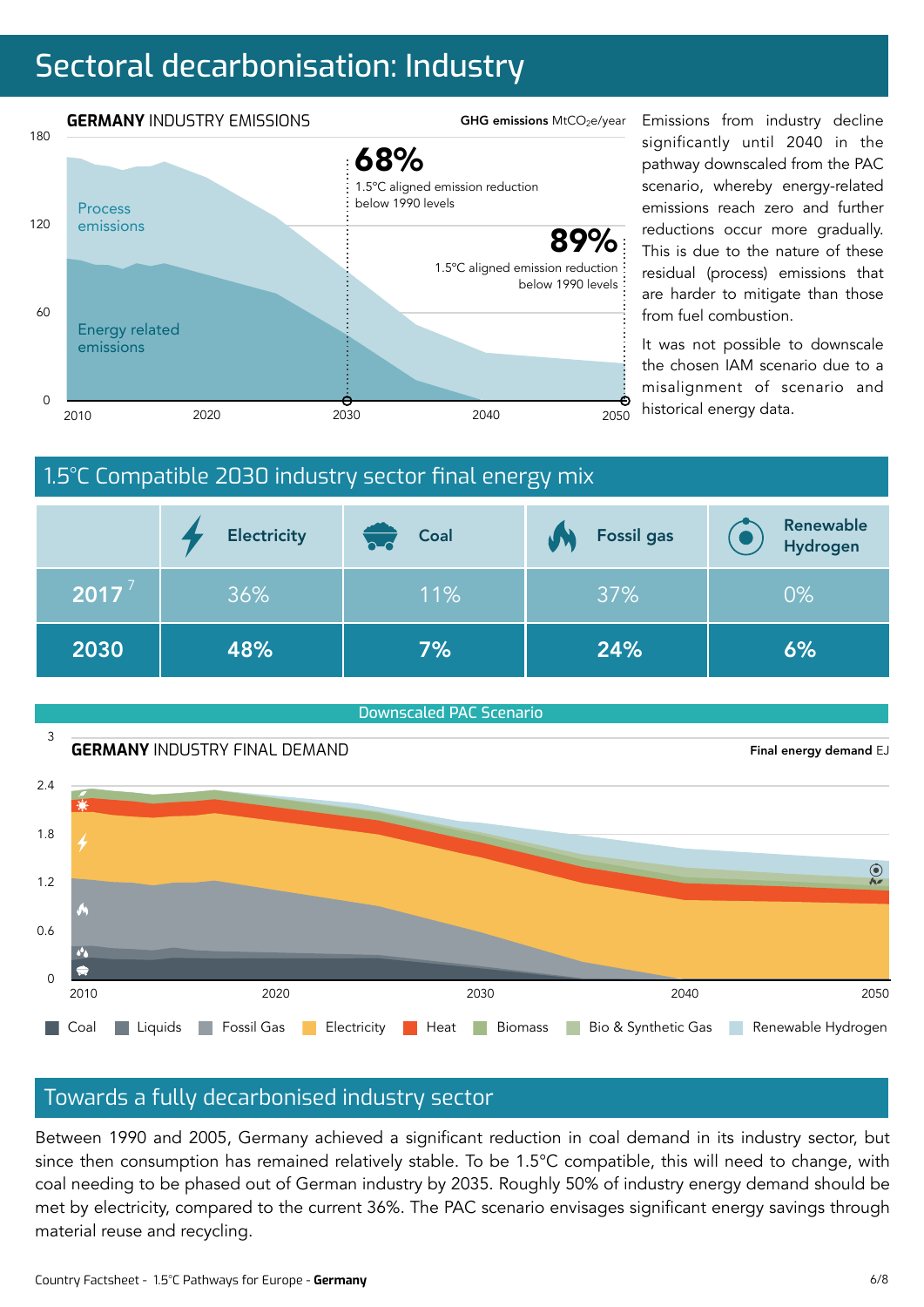# Sectoral decarbonisation: Industry

**GERMANY** INDUSTRY EMISSIONS

GHG emissions $MtCO_2e$/year

180, 120, 60, 0

Process emissions

Energy related emissions

**68%** 1.5°C aligned emission reduction below 1990 levels

**89%** 1.5°C aligned emission reduction below 1990 levels

2010, 2020, 2030, 2040, 2050

Emissions from industry decline significantly until 2040 in the pathway downscaled from the PAC scenario, whereby energy-related emissions reach zero and further reductions occur more gradually. This is due to the nature of these residual (process) emissions that are harder to mitigate than those from fuel combustion.

It was not possible to downscale the chosen IAM scenario due to a misalignment of scenario and historical energy data.

## 1.5°C Compatible 2030 industry sector final energy mix

| | Electricity | Coal | Fossil gas | Renewable Hydrogen |
|---|---|---|---|---|
| 2017 [7] | 36% | 11% | 37% | 0% |
| **2030** | **48%** | **7%** | **24%** | **6%** |

Downscaled PAC Scenario

**GERMANY** INDUSTRY FINAL DEMAND

Final energy demand EJ

3, 2.4, 1.8, 1.2, 0.6, 0

2010, 2020, 2030, 2040, 2050

Coal, Liquids, Fossil Gas, Electricity, Heat, Biomass, Bio & Synthetic Gas, Renewable Hydrogen

## Towards a fully decarbonised industry sector

Between 1990 and 2005, Germany achieved a significant reduction in coal demand in its industry sector, but since then consumption has remained relatively stable. To be 1.5°C compatible, this will need to change, with coal needing to be phased out of German industry by 2035. Roughly 50% of industry energy demand should be met by electricity, compared to the current 36%. The PAC scenario envisages significant energy savings through material reuse and recycling.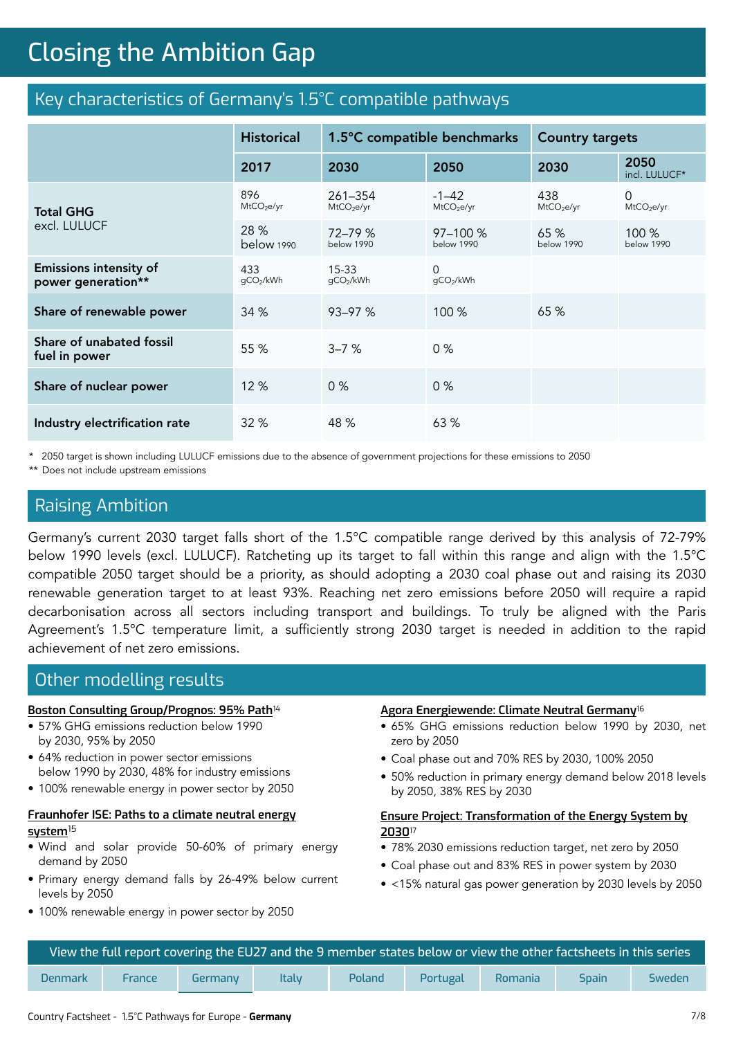# Closing the Ambition Gap

## Key characteristics of Germany's 1.5°C compatible pathways

| | Historical | 1.5°C compatible benchmarks | | Country targets | |
|---|---|---|---|---|---|
| | 2017 | 2030 | 2050 | 2030 | 2050 incl. LULUCF* |
| **Total GHG** excl. LULUCF | 896 $MtCO_2e/yr$ | 261–354 $MtCO_2e/yr$ | -1–42 $MtCO_2e/yr$ | 438 $MtCO_2e/yr$ | 0 $MtCO_2e/yr$ |
| | 28 % below 1990 | 72–79 % below 1990 | 97–100 % below 1990 | 65 % below 1990 | 100 % below 1990 |
| **Emissions intensity of power generation**** | 433 $gCO_2/kWh$ | 15-33 $gCO_2/kWh$ | 0 $gCO_2/kWh$ | | |
| **Share of renewable power** | 34 % | 93–97 % | 100 % | 65 % | |
| **Share of unabated fossil fuel in power** | 55 % | 3–7 % | 0 % | | |
| **Share of nuclear power** | 12 % | 0 % | 0 % | | |
| **Industry electrification rate** | 32 % | 48 % | 63 % | | |

* 2050 target is shown including LULUCF emissions due to the absence of government projections for these emissions to 2050

** Does not include upstream emissions

## Raising Ambition

Germany's current 2030 target falls short of the 1.5°C compatible range derived by this analysis of 72-79% below 1990 levels (excl. LULUCF). Ratcheting up its target to fall within this range and align with the 1.5°C compatible 2050 target should be a priority, as should adopting a 2030 coal phase out and raising its 2030 renewable generation target to at least 93%. Reaching net zero emissions before 2050 will require a rapid decarbonisation across all sectors including transport and buildings. To truly be aligned with the Paris Agreement's 1.5°C temperature limit, a sufficiently strong 2030 target is needed in addition to the rapid achievement of net zero emissions.

## Other modelling results

**Boston Consulting Group/Prognos: 95% Path**[14]

- 57% GHG emissions reduction below 1990 by 2030, 95% by 2050
- 64% reduction in power sector emissions below 1990 by 2030, 48% for industry emissions
- 100% renewable energy in power sector by 2050

**Fraunhofer ISE: Paths to a climate neutral energy system**[15]

- Wind and solar provide 50-60% of primary energy demand by 2050
- Primary energy demand falls by 26-49% below current levels by 2050
- 100% renewable energy in power sector by 2050

**Agora Energiewende: Climate Neutral Germany**[16]

- 65% GHG emissions reduction below 1990 by 2030, net zero by 2050
- Coal phase out and 70% RES by 2030, 100% 2050
- 50% reduction in primary energy demand below 2018 levels by 2050, 38% RES by 2030

**Ensure Project: Transformation of the Energy System by 2030**[17]

- 78% 2030 emissions reduction target, net zero by 2050
- Coal phase out and 83% RES in power system by 2030
- <15% natural gas power generation by 2030 levels by 2050

View the full report covering the EU27 and the 9 member states below or view the other factsheets in this series

| Denmark | France | Germany | Italy | Poland | Portugal | Romania | Spain | Sweden |
|---|---|---|---|---|---|---|---|---|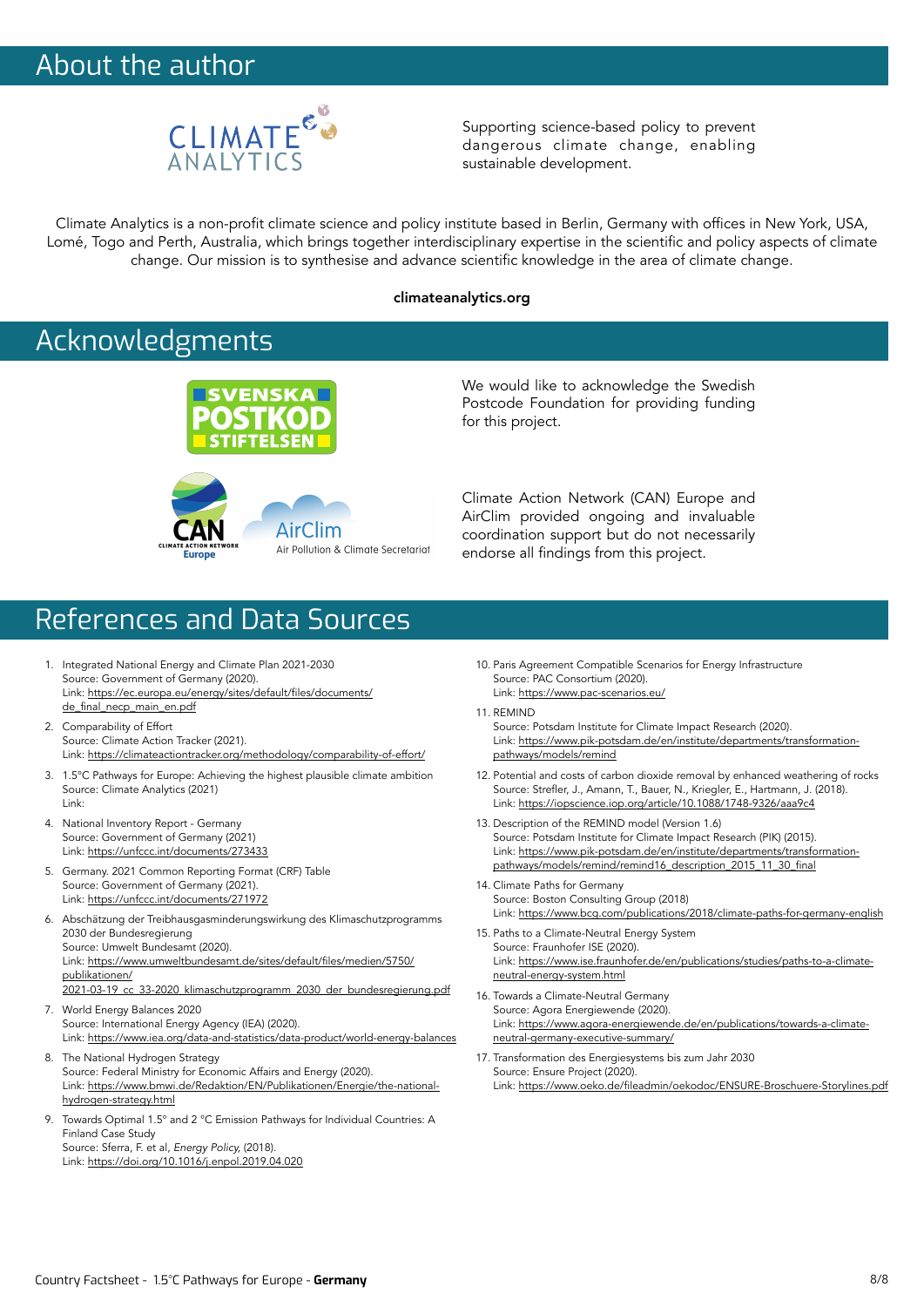## About the author

Supporting science-based policy to prevent dangerous climate change, enabling sustainable development.

Climate Analytics is a non-profit climate science and policy institute based in Berlin, Germany with offices in New York, USA, Lomé, Togo and Perth, Australia, which brings together interdisciplinary expertise in the scientific and policy aspects of climate change. Our mission is to synthesise and advance scientific knowledge in the area of climate change.

**climateanalytics.org**

## Acknowledgments

We would like to acknowledge the Swedish Postcode Foundation for providing funding for this project.

Climate Action Network (CAN) Europe and AirClim provided ongoing and invaluable coordination support but do not necessarily endorse all findings from this project.

## References and Data Sources

1. Integrated National Energy and Climate Plan 2021-2030
   Source: Government of Germany (2020).
   Link: https://ec.europa.eu/energy/sites/default/files/documents/de_final_necp_main_en.pdf
2. Comparability of Effort
   Source: Climate Action Tracker (2021).
   Link: https://climateactiontracker.org/methodology/comparability-of-effort/
3. 1.5°C Pathways for Europe: Achieving the highest plausible climate ambition
   Source: Climate Analytics (2021)
   Link:
4. National Inventory Report - Germany
   Source: Government of Germany (2021)
   Link: https://unfccc.int/documents/273433
5. Germany. 2021 Common Reporting Format (CRF) Table
   Source: Government of Germany (2021).
   Link: https://unfccc.int/documents/271972
6. Abschätzung der Treibhausgasminderungswirkung des Klimaschutzprogramms 2030 der Bundesregierung
   Source: Umwelt Bundesamt (2020).
   Link: https://www.umweltbundesamt.de/sites/default/files/medien/5750/publikationen/2021-03-19_cc_33-2020_klimaschutzprogramm_2030_der_bundesregierung.pdf
7. World Energy Balances 2020
   Source: International Energy Agency (IEA) (2020).
   Link: https://www.iea.org/data-and-statistics/data-product/world-energy-balances
8. The National Hydrogen Strategy
   Source: Federal Ministry for Economic Affairs and Energy (2020).
   Link: https://www.bmwi.de/Redaktion/EN/Publikationen/Energie/the-national-hydrogen-strategy.html
9. Towards Optimal 1.5° and 2 °C Emission Pathways for Individual Countries: A Finland Case Study
   Source: Sferra, F. et al, *Energy Policy*, (2018).
   Link: https://doi.org/10.1016/j.enpol.2019.04.020
10. Paris Agreement Compatible Scenarios for Energy Infrastructure
    Source: PAC Consortium (2020).
    Link: https://www.pac-scenarios.eu/
11. REMIND
    Source: Potsdam Institute for Climate Impact Research (2020).
    Link: https://www.pik-potsdam.de/en/institute/departments/transformation-pathways/models/remind
12. Potential and costs of carbon dioxide removal by enhanced weathering of rocks
    Source: Strefler, J., Amann, T., Bauer, N., Kriegler, E., Hartmann, J. (2018).
    Link: https://iopscience.iop.org/article/10.1088/1748-9326/aaa9c4
13. Description of the REMIND model (Version 1.6)
    Source: Potsdam Institute for Climate Impact Research (PIK) (2015).
    Link: https://www.pik-potsdam.de/en/institute/departments/transformation-pathways/models/remind/remind16_description_2015_11_30_final
14. Climate Paths for Germany
    Source: Boston Consulting Group (2018)
    Link: https://www.bcg.com/publications/2018/climate-paths-for-germany-english
15. Paths to a Climate-Neutral Energy System
    Source: Fraunhofer ISE (2020).
    Link: https://www.ise.fraunhofer.de/en/publications/studies/paths-to-a-climate-neutral-energy-system.html
16. Towards a Climate-Neutral Germany
    Source: Agora Energiewende (2020).
    Link: https://www.agora-energiewende.de/en/publications/towards-a-climate-neutral-germany-executive-summary/
17. Transformation des Energiesystems bis zum Jahr 2030
    Source: Ensure Project (2020).
    Link: https://www.oeko.de/fileadmin/oekodoc/ENSURE-Broschuere-Storylines.pdf